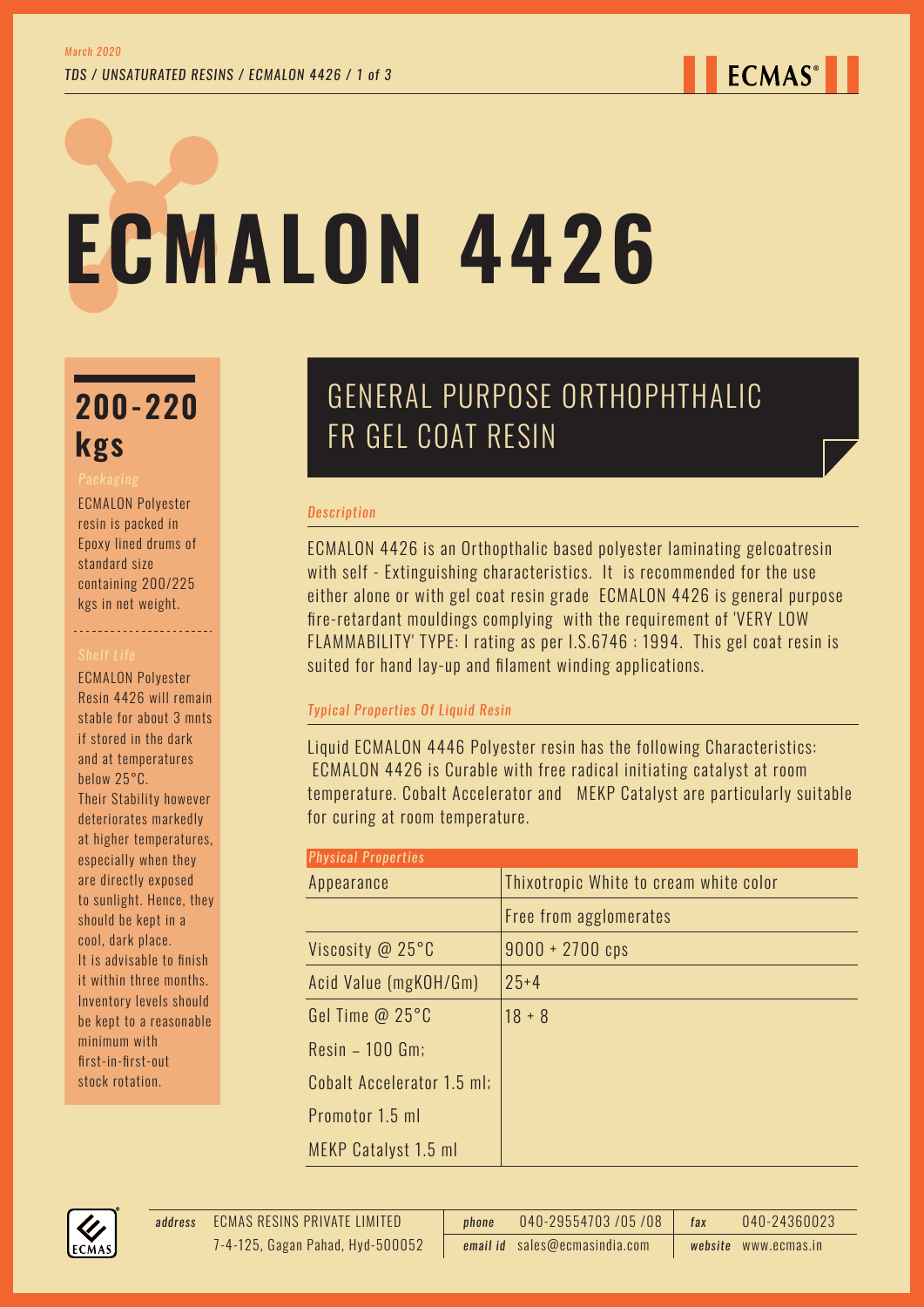March 2020

# ECMALON 4426

## GENERAL PURPOSE ORTHOPHTHALIC FR GEL COAT RESIN

### 200-220 kgs

*Packaging*

ECMALON Polyester resin is packed in Epoxy lined drums of standard size containing 200/225 kgs in net weight.

*Shelf Life*

ECMALON Polyester Resin 4426 will remain stable for about 3 mnts if stored in the dark and at temperatures below 25°C.
Their Stability however deteriorates markedly at higher temperatures, especially when they are directly exposed to sunlight. Hence, they should be kept in a cool, dark place.
It is advisable to finish it within three months.
Inventory levels should be kept to a reasonable minimum with first-in-first-out stock rotation.

*Description*

ECMALON 4426 is an Orthopthalic based polyester laminating gelcoatresin with self - Extinguishing characteristics. It is recommended for the use either alone or with gel coat resin grade ECMALON 4426 is general purpose fire-retardant mouldings complying with the requirement of 'VERY LOW FLAMMABILITY' TYPE: I rating as per I.S.6746 : 1994. This gel coat resin is suited for hand lay-up and filament winding applications.

*Typical Properties Of Liquid Resin*

Liquid ECMALON 4446 Polyester resin has the following Characteristics:
ECMALON 4426 is Curable with free radical initiating catalyst at room temperature. Cobalt Accelerator and MEKP Catalyst are particularly suitable for curing at room temperature.

| *Physical Properties* | |
|---|---|
| Appearance | Thixotropic White to cream white color |
| | Free from agglomerates |
| Viscosity @ 25°C | 9000 + 2700 cps |
| Acid Value (mgKOH/Gm) | 25+4 |
| Gel Time @ 25°C | 18 + 8 |
| Resin – 100 Gm; | |
| Cobalt Accelerator 1.5 ml; | |
| Promotor 1.5 ml | |
| MEKP Catalyst 1.5 ml | |

*address* ECMAS RESINS PRIVATE LIMITED
7-4-125, Gagan Pahad, Hyd-500052

*phone* 040-29554703 /05 /08
*email id* sales@ecmasindia.com

*fax* 040-24360023
*website* www.ecmas.in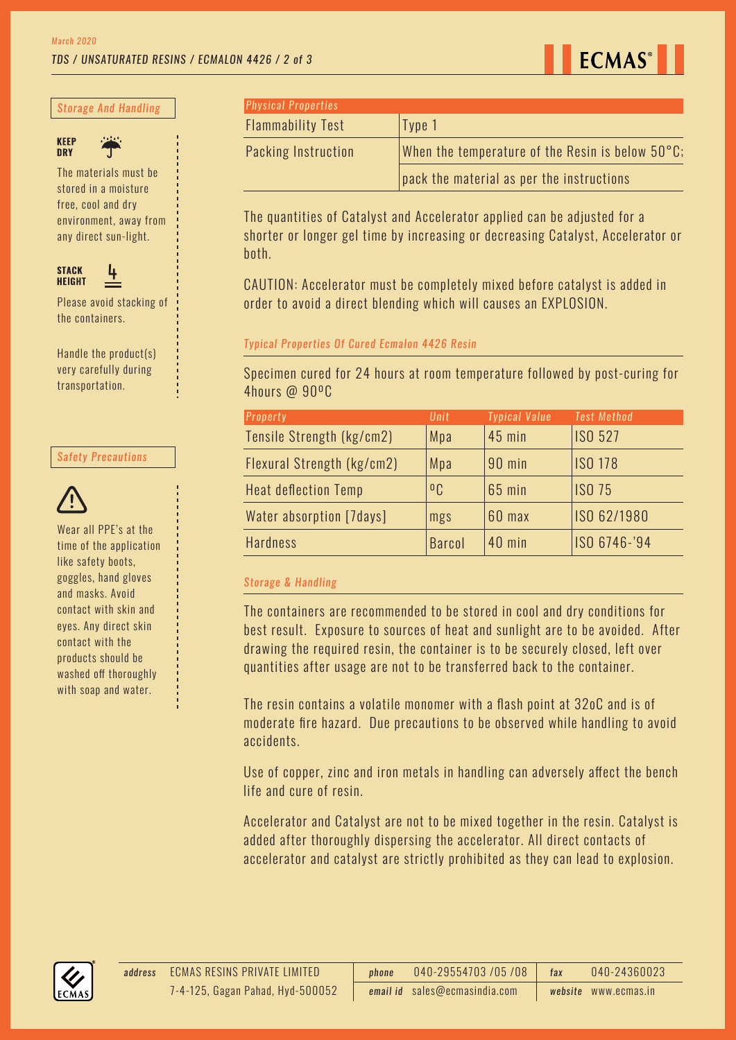## Storage And Handling

**KEEP DRY**

The materials must be stored in a moisture free, cool and dry environment, away from any direct sun-light.

**STACK HEIGHT** 4

Please avoid stacking of the containers.

Handle the product(s) very carefully during transportation.

## Safety Precautions

Wear all PPE's at the time of the application like safety boots, goggles, hand gloves and masks. Avoid contact with skin and eyes. Any direct skin contact with the products should be washed off thoroughly with soap and water.

| *Physical Properties* | |
|---|---|
| Flammability Test | Type 1 |
| Packing Instruction | When the temperature of the Resin is below 50°C; |
| | pack the material as per the instructions |

The quantities of Catalyst and Accelerator applied can be adjusted for a shorter or longer gel time by increasing or decreasing Catalyst, Accelerator or both.

CAUTION: Accelerator must be completely mixed before catalyst is added in order to avoid a direct blending which will causes an EXPLOSION.

### *Typical Properties Of Cured Ecmalon 4426 Resin*

Specimen cured for 24 hours at room temperature followed by post-curing for 4hours @ 90ºC

| *Property* | *Unit* | *Typical Value* | *Test Method* |
|---|---|---|---|
| Tensile Strength (kg/cm2) | Mpa | 45 min | ISO 527 |
| Flexural Strength (kg/cm2) | Mpa | 90 min | ISO 178 |
| Heat deflection Temp | ºC | 65 min | ISO 75 |
| Water absorption [7days] | mgs | 60 max | ISO 62/1980 |
| Hardness | Barcol | 40 min | ISO 6746-'94 |

### *Storage & Handling*

The containers are recommended to be stored in cool and dry conditions for best result. Exposure to sources of heat and sunlight are to be avoided. After drawing the required resin, the container is to be securely closed, left over quantities after usage are not to be transferred back to the container.

The resin contains a volatile monomer with a flash point at 32oC and is of moderate fire hazard. Due precautions to be observed while handling to avoid accidents.

Use of copper, zinc and iron metals in handling can adversely affect the bench life and cure of resin.

Accelerator and Catalyst are not to be mixed together in the resin. Catalyst is added after thoroughly dispersing the accelerator. All direct contacts of accelerator and catalyst are strictly prohibited as they can lead to explosion.

*address* ECMAS RESINS PRIVATE LIMITED, 7-4-125, Gagan Pahad, Hyd-500052 | *phone* 040-29554703 /05 /08 | *fax* 040-24360023 | *email id* sales@ecmasindia.com | *website* www.ecmas.in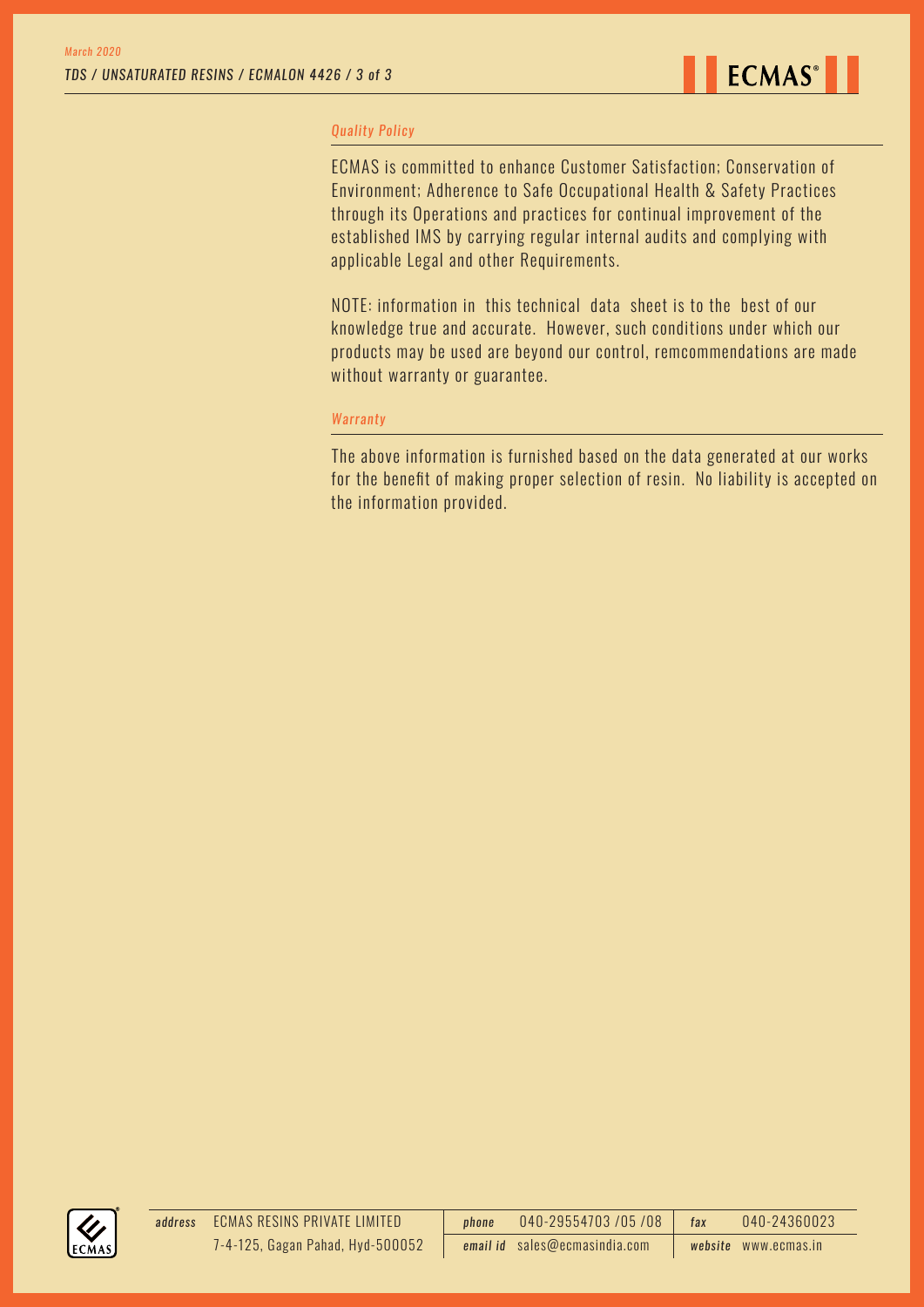### *Quality Policy*

ECMAS is committed to enhance Customer Satisfaction; Conservation of Environment; Adherence to Safe Occupational Health & Safety Practices through its Operations and practices for continual improvement of the established IMS by carrying regular internal audits and complying with applicable Legal and other Requirements.

NOTE: information in this technical data sheet is to the best of our knowledge true and accurate. However, such conditions under which our products may be used are beyond our control, remcommendations are made without warranty or guarantee.

### *Warranty*

The above information is furnished based on the data generated at our works for the benefit of making proper selection of resin. No liability is accepted on the information provided.

*address* ECMAS RESINS PRIVATE LIMITED
7-4-125, Gagan Pahad, Hyd-500052

*phone* 040-29554703 /05 /08
*email id* sales@ecmasindia.com

*fax* 040-24360023
*website* www.ecmas.in